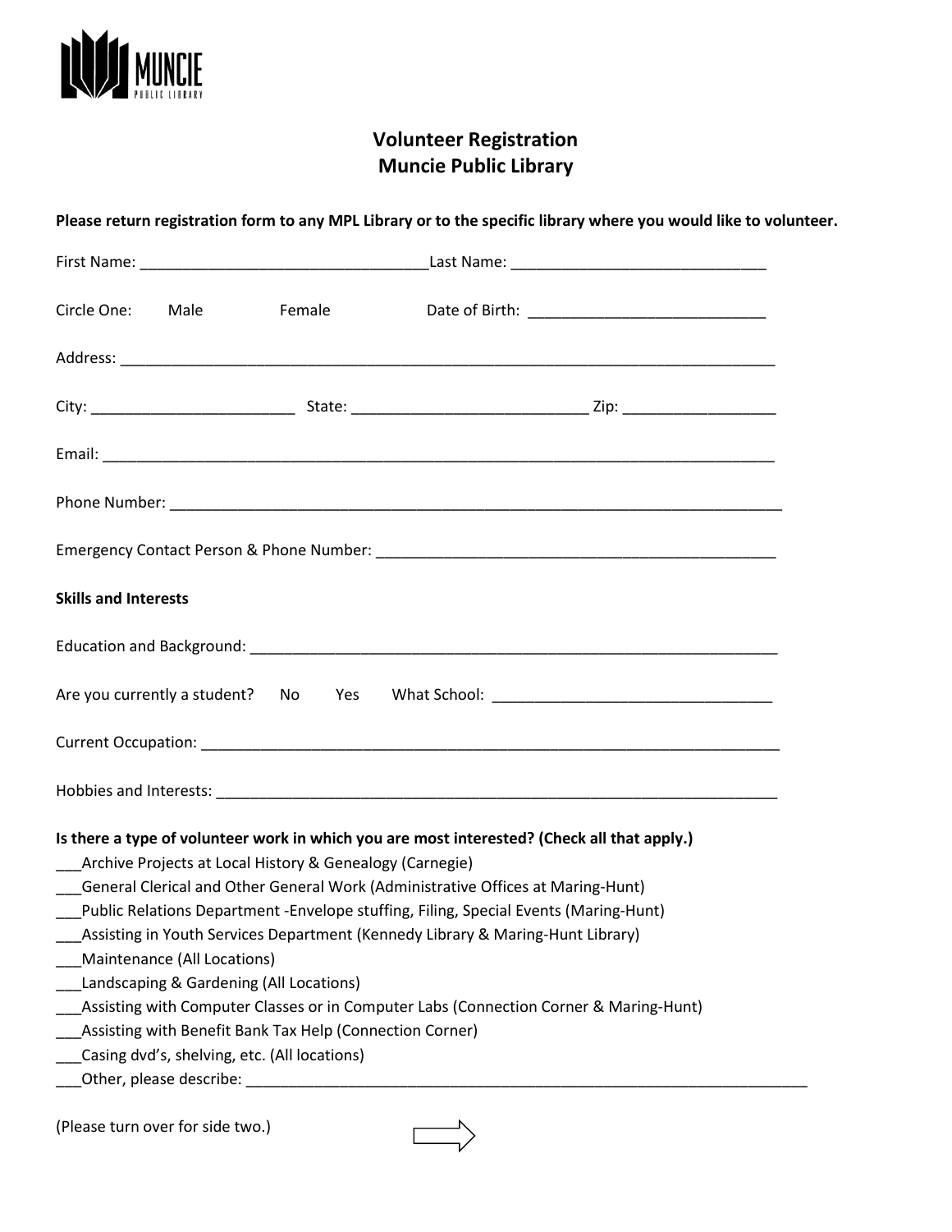MUNCIE PUBLIC LIBRARY

# Volunteer Registration
# Muncie Public Library

**Please return registration form to any MPL Library or to the specific library where you would like to volunteer.**

First Name: ________________________________Last Name: ____________________________

Circle One: Male Female Date of Birth: __________________________

Address: ___________________________________________________________________________

City: ______________________ State: _________________________ Zip: ________________

Email: _____________________________________________________________________________

Phone Number: ______________________________________________________________________

Emergency Contact Person & Phone Number: _____________________________________________

**Skills and Interests**

Education and Background: ___________________________________________________________

Are you currently a student? No Yes What School: ______________________________

Current Occupation: _________________________________________________________________

Hobbies and Interests: _______________________________________________________________

**Is there a type of volunteer work in which you are most interested? (Check all that apply.)**

___Archive Projects at Local History & Genealogy (Carnegie)
___General Clerical and Other General Work (Administrative Offices at Maring-Hunt)
___Public Relations Department -Envelope stuffing, Filing, Special Events (Maring-Hunt)
___Assisting in Youth Services Department (Kennedy Library & Maring-Hunt Library)
___Maintenance (All Locations)
___Landscaping & Gardening (All Locations)
___Assisting with Computer Classes or in Computer Labs (Connection Corner & Maring-Hunt)
___Assisting with Benefit Bank Tax Help (Connection Corner)
___Casing dvd's, shelving, etc. (All locations)
___Other, please describe: _______________________________________________________________

(Please turn over for side two.)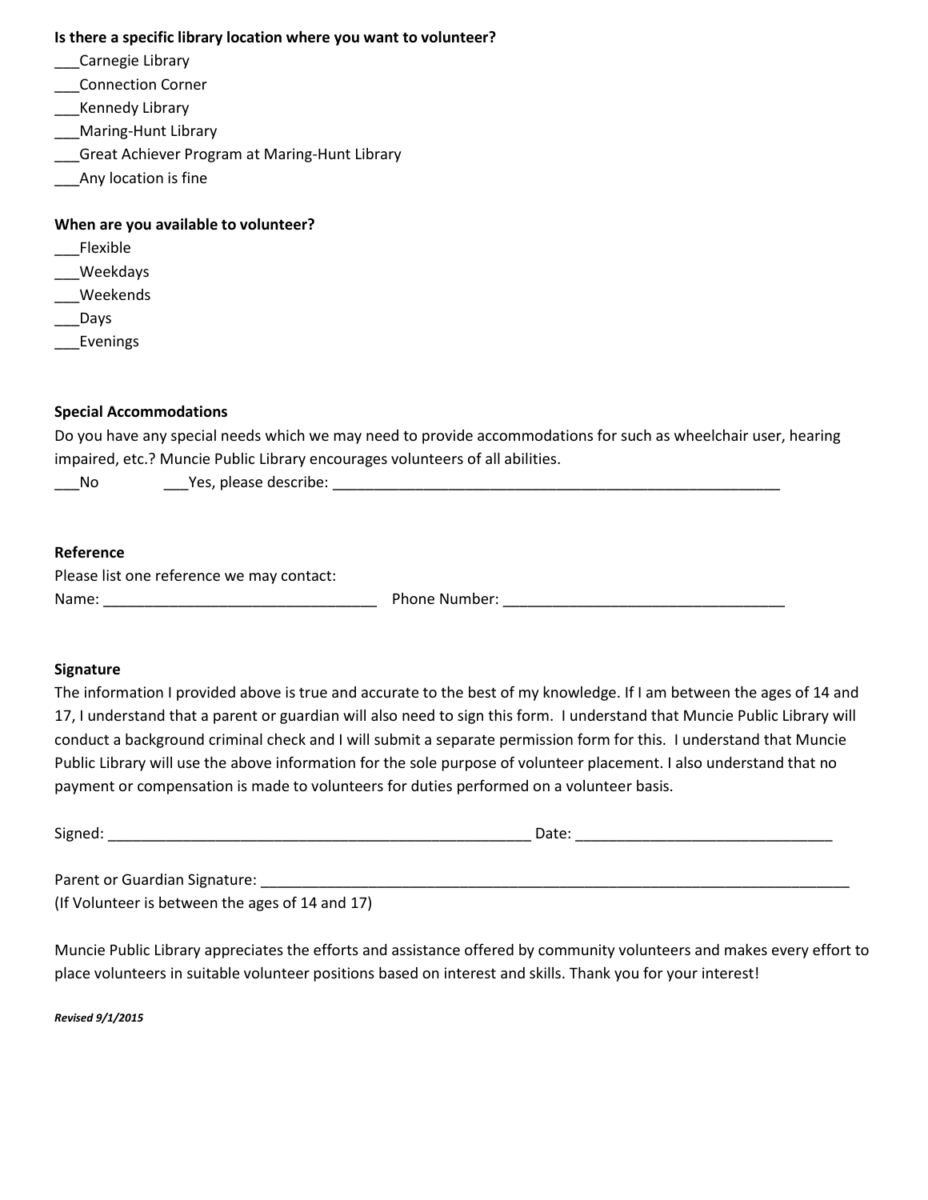**Is there a specific library location where you want to volunteer?**

___Carnegie Library
___Connection Corner
___Kennedy Library
___Maring-Hunt Library
___Great Achiever Program at Maring-Hunt Library
___Any location is fine

**When are you available to volunteer?**

___Flexible
___Weekdays
___Weekends
___Days
___Evenings

**Special Accommodations**

Do you have any special needs which we may need to provide accommodations for such as wheelchair user, hearing impaired, etc.? Muncie Public Library encourages volunteers of all abilities.

___No ___Yes, please describe: ________________________________________________________

**Reference**

Please list one reference we may contact:

Name: _________________________________ Phone Number: __________________________________

**Signature**

The information I provided above is true and accurate to the best of my knowledge. If I am between the ages of 14 and 17, I understand that a parent or guardian will also need to sign this form. I understand that Muncie Public Library will conduct a background criminal check and I will submit a separate permission form for this. I understand that Muncie Public Library will use the above information for the sole purpose of volunteer placement. I also understand that no payment or compensation is made to volunteers for duties performed on a volunteer basis.

Signed: ____________________________________________________ Date: _______________________________

Parent or Guardian Signature: __________________________________________________________________________
(If Volunteer is between the ages of 14 and 17)

Muncie Public Library appreciates the efforts and assistance offered by community volunteers and makes every effort to place volunteers in suitable volunteer positions based on interest and skills. Thank you for your interest!

***Revised 9/1/2015***